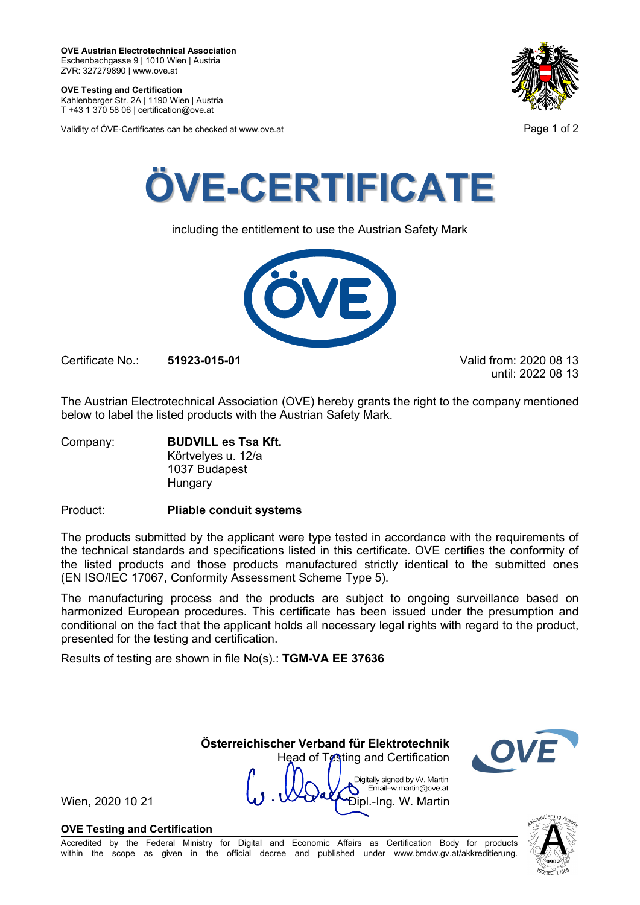**OVE Austrian Electrotechnical Association**
Eschenbachgasse 9 | 1010 Wien | Austria
ZVR: 327279890 | www.ove.at

**OVE Testing and Certification**
Kahlenberger Str. 2A | 1190 Wien | Austria
T +43 1 370 58 06 | certification@ove.at

Validity of ÖVE-Certificates can be checked at www.ove.at

# ÖVE-CERTIFICATE

including the entitlement to use the Austrian Safety Mark

Certificate No.: **51923-015-01**

Valid from: 2020 08 13
until: 2022 08 13

The Austrian Electrotechnical Association (OVE) hereby grants the right to the company mentioned below to label the listed products with the Austrian Safety Mark.

Company: **BUDVILL es Tsa Kft.**
Körtvelyes u. 12/a
1037 Budapest
Hungary

Product: **Pliable conduit systems**

The products submitted by the applicant were type tested in accordance with the requirements of the technical standards and specifications listed in this certificate. OVE certifies the conformity of the listed products and those products manufactured strictly identical to the submitted ones (EN ISO/IEC 17067, Conformity Assessment Scheme Type 5).

The manufacturing process and the products are subject to ongoing surveillance based on harmonized European procedures. This certificate has been issued under the presumption and conditional on the fact that the applicant holds all necessary legal rights with regard to the product, presented for the testing and certification.

Results of testing are shown in file No(s).: **TGM-VA EE 37636**

**Österreichischer Verband für Elektrotechnik**
Head of Testing and Certification

Digitally signed by W. Martin
Email=w.martin@ove.at

Wien, 2020 10 21

Dipl.-Ing. W. Martin

**OVE Testing and Certification**
Accredited by the Federal Ministry for Digital and Economic Affairs as Certification Body for products within the scope as given in the official decree and published under www.bmdw.gv.at/akkreditierung.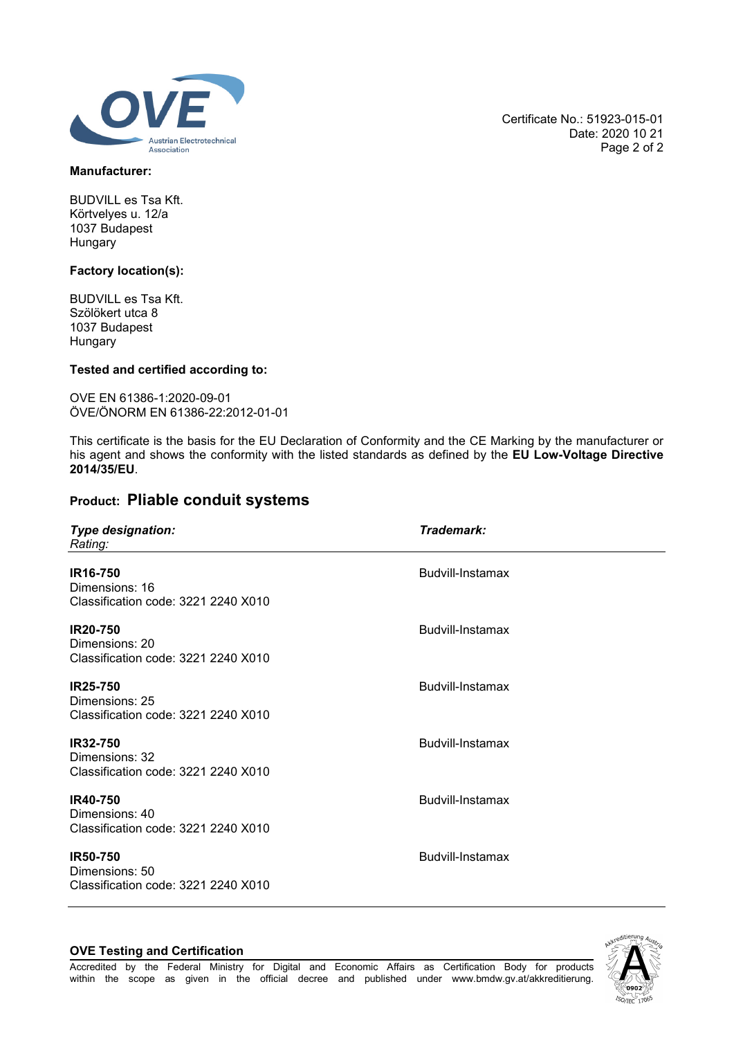Certificate No.: 51923-015-01
Date: 2020 10 21

**Manufacturer:**

BUDVILL es Tsa Kft.
Körtvelyes u. 12/a
1037 Budapest
Hungary

**Factory location(s):**

BUDVILL es Tsa Kft.
Szölökert utca 8
1037 Budapest
Hungary

**Tested and certified according to:**

OVE EN 61386-1:2020-09-01
ÖVE/ÖNORM EN 61386-22:2012-01-01

This certificate is the basis for the EU Declaration of Conformity and the CE Marking by the manufacturer or his agent and shows the conformity with the listed standards as defined by the **EU Low-Voltage Directive 2014/35/EU**.

## Product: Pliable conduit systems

| ***Type designation:*** *Rating:* | ***Trademark:*** |
|---|---|
| **IR16-750** Dimensions: 16 Classification code: 3221 2240 X010 | Budvill-Instamax |
| **IR20-750** Dimensions: 20 Classification code: 3221 2240 X010 | Budvill-Instamax |
| **IR25-750** Dimensions: 25 Classification code: 3221 2240 X010 | Budvill-Instamax |
| **IR32-750** Dimensions: 32 Classification code: 3221 2240 X010 | Budvill-Instamax |
| **IR40-750** Dimensions: 40 Classification code: 3221 2240 X010 | Budvill-Instamax |
| **IR50-750** Dimensions: 50 Classification code: 3221 2240 X010 | Budvill-Instamax |

**OVE Testing and Certification**

Accredited by the Federal Ministry for Digital and Economic Affairs as Certification Body for products within the scope as given in the official decree and published under www.bmdw.gv.at/akkreditierung.